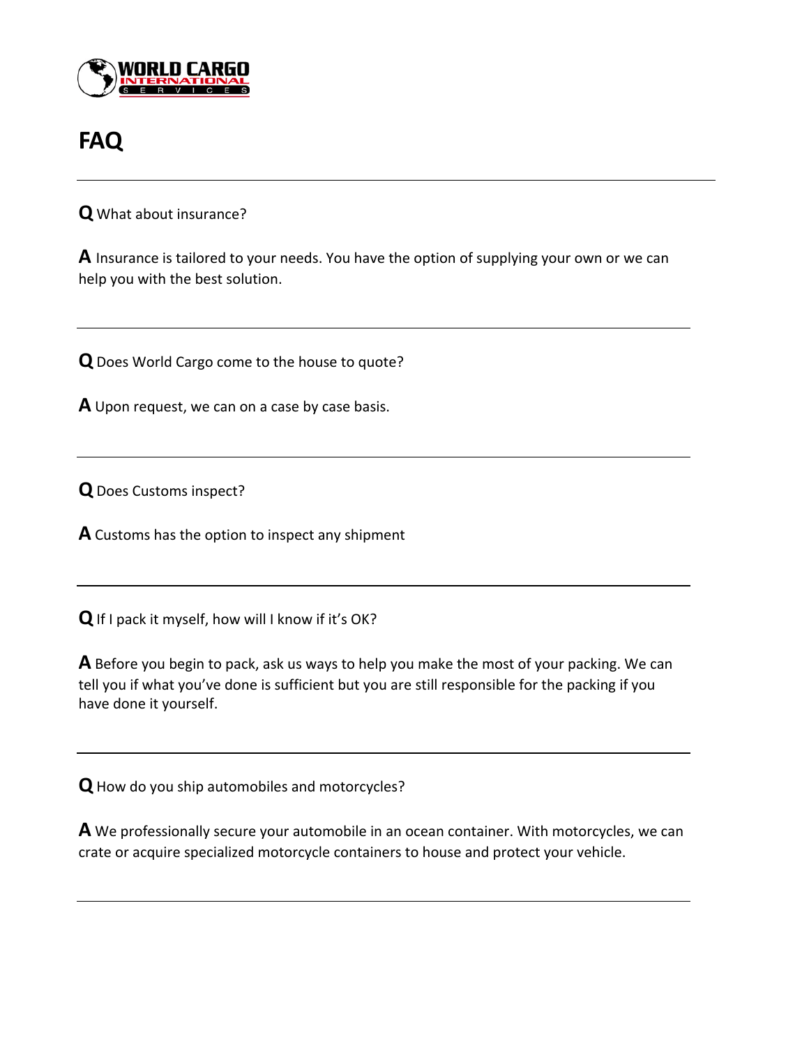# FAQ

---

**Q** What about insurance?

**A** Insurance is tailored to your needs. You have the option of supplying your own or we can help you with the best solution.

---

**Q** Does World Cargo come to the house to quote?

**A** Upon request, we can on a case by case basis.

---

**Q** Does Customs inspect?

**A** Customs has the option to inspect any shipment

---

**Q** If I pack it myself, how will I know if it's OK?

**A** Before you begin to pack, ask us ways to help you make the most of your packing. We can tell you if what you've done is sufficient but you are still responsible for the packing if you have done it yourself.

---

**Q** How do you ship automobiles and motorcycles?

**A** We professionally secure your automobile in an ocean container. With motorcycles, we can crate or acquire specialized motorcycle containers to house and protect your vehicle.

---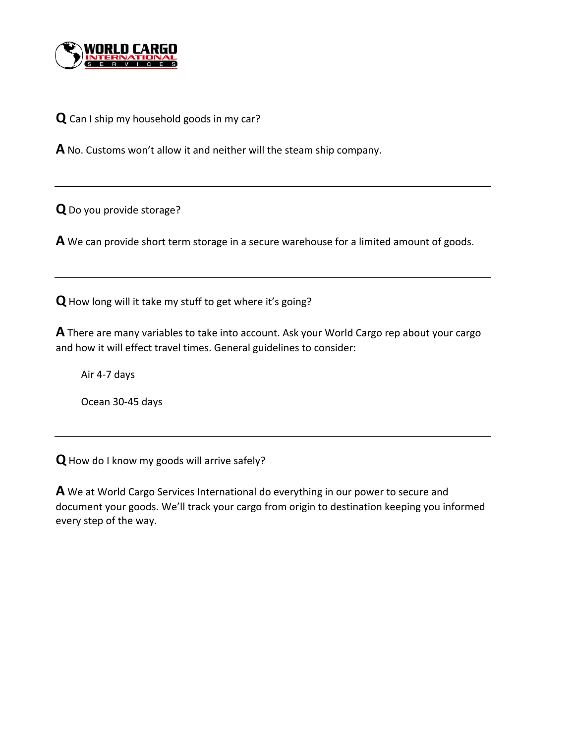**Q** Can I ship my household goods in my car?

**A** No. Customs won't allow it and neither will the steam ship company.

---

**Q** Do you provide storage?

**A** We can provide short term storage in a secure warehouse for a limited amount of goods.

---

**Q** How long will it take my stuff to get where it's going?

**A** There are many variables to take into account. Ask your World Cargo rep about your cargo and how it will effect travel times. General guidelines to consider:

Air 4-7 days

Ocean 30-45 days

---

**Q** How do I know my goods will arrive safely?

**A** We at World Cargo Services International do everything in our power to secure and document your goods. We'll track your cargo from origin to destination keeping you informed every step of the way.